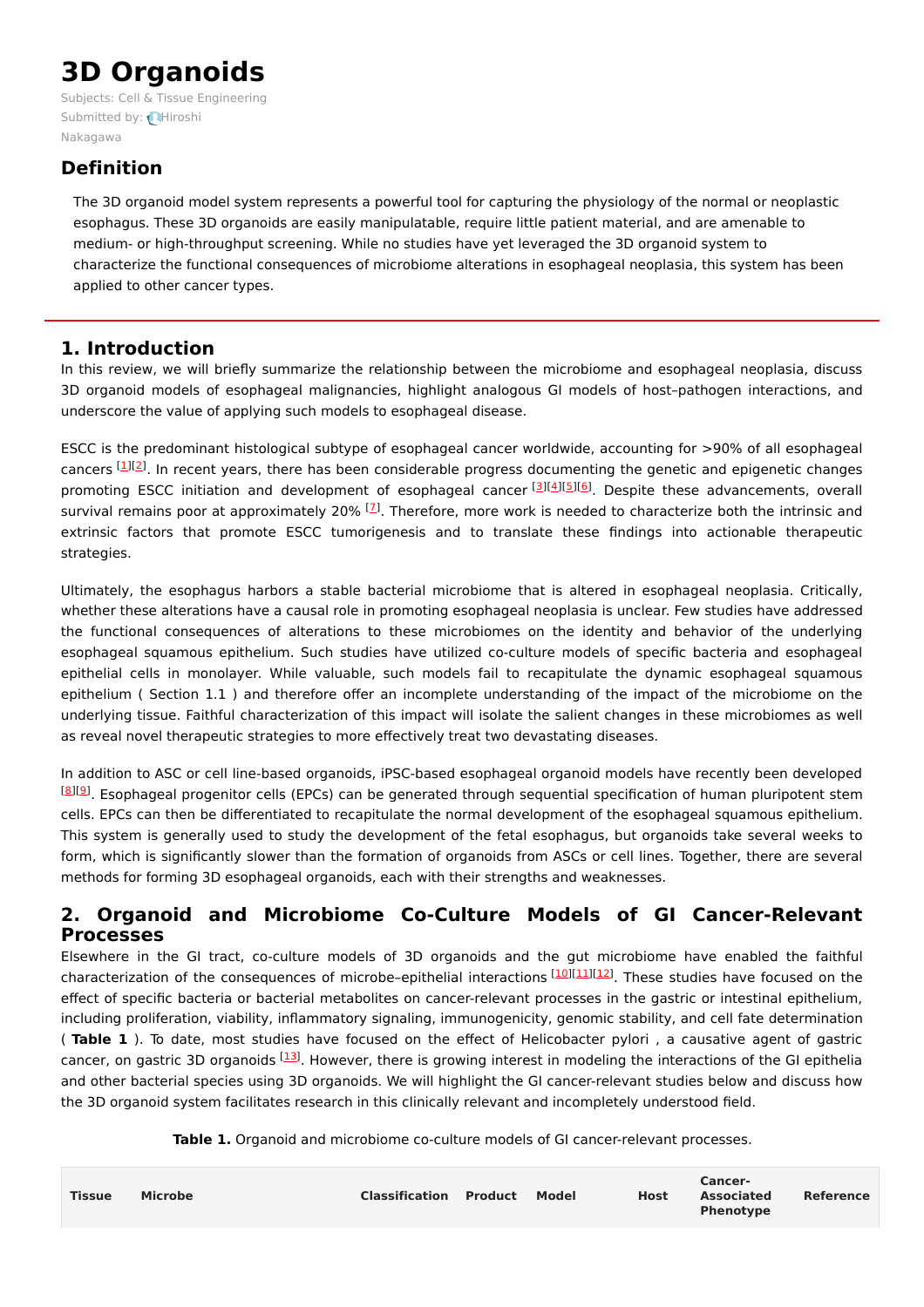# 3D Organoids

Subjects: Cell & Tissue Engineering
Submitted by: Hiroshi Nakagawa

## Definition

The 3D organoid model system represents a powerful tool for capturing the physiology of the normal or neoplastic esophagus. These 3D organoids are easily manipulatable, require little patient material, and are amenable to medium- or high-throughput screening. While no studies have yet leveraged the 3D organoid system to characterize the functional consequences of microbiome alterations in esophageal neoplasia, this system has been applied to other cancer types.

## 1. Introduction

In this review, we will briefly summarize the relationship between the microbiome and esophageal neoplasia, discuss 3D organoid models of esophageal malignancies, highlight analogous GI models of host–pathogen interactions, and underscore the value of applying such models to esophageal disease.

ESCC is the predominant histological subtype of esophageal cancer worldwide, accounting for >90% of all esophageal cancers [1][2]. In recent years, there has been considerable progress documenting the genetic and epigenetic changes promoting ESCC initiation and development of esophageal cancer [3][4][5][6]. Despite these advancements, overall survival remains poor at approximately 20% [7]. Therefore, more work is needed to characterize both the intrinsic and extrinsic factors that promote ESCC tumorigenesis and to translate these findings into actionable therapeutic strategies.

Ultimately, the esophagus harbors a stable bacterial microbiome that is altered in esophageal neoplasia. Critically, whether these alterations have a causal role in promoting esophageal neoplasia is unclear. Few studies have addressed the functional consequences of alterations to these microbiomes on the identity and behavior of the underlying esophageal squamous epithelium. Such studies have utilized co-culture models of specific bacteria and esophageal epithelial cells in monolayer. While valuable, such models fail to recapitulate the dynamic esophageal squamous epithelium ( Section 1.1 ) and therefore offer an incomplete understanding of the impact of the microbiome on the underlying tissue. Faithful characterization of this impact will isolate the salient changes in these microbiomes as well as reveal novel therapeutic strategies to more effectively treat two devastating diseases.

In addition to ASC or cell line-based organoids, iPSC-based esophageal organoid models have recently been developed [8][9]. Esophageal progenitor cells (EPCs) can be generated through sequential specification of human pluripotent stem cells. EPCs can then be differentiated to recapitulate the normal development of the esophageal squamous epithelium. This system is generally used to study the development of the fetal esophagus, but organoids take several weeks to form, which is significantly slower than the formation of organoids from ASCs or cell lines. Together, there are several methods for forming 3D esophageal organoids, each with their strengths and weaknesses.

## 2. Organoid and Microbiome Co-Culture Models of GI Cancer-Relevant Processes

Elsewhere in the GI tract, co-culture models of 3D organoids and the gut microbiome have enabled the faithful characterization of the consequences of microbe–epithelial interactions [10][11][12]. These studies have focused on the effect of specific bacteria or bacterial metabolites on cancer-relevant processes in the gastric or intestinal epithelium, including proliferation, viability, inflammatory signaling, immunogenicity, genomic stability, and cell fate determination ( **Table 1** ). To date, most studies have focused on the effect of Helicobacter pylori , a causative agent of gastric cancer, on gastric 3D organoids [13]. However, there is growing interest in modeling the interactions of the GI epithelia and other bacterial species using 3D organoids. We will highlight the GI cancer-relevant studies below and discuss how the 3D organoid system facilitates research in this clinically relevant and incompletely understood field.

**Table 1.** Organoid and microbiome co-culture models of GI cancer-relevant processes.

| Tissue | Microbe | Classification | Product | Model | Host | Cancer-Associated Phenotype | Reference |
| --- | --- | --- | --- | --- | --- | --- | --- |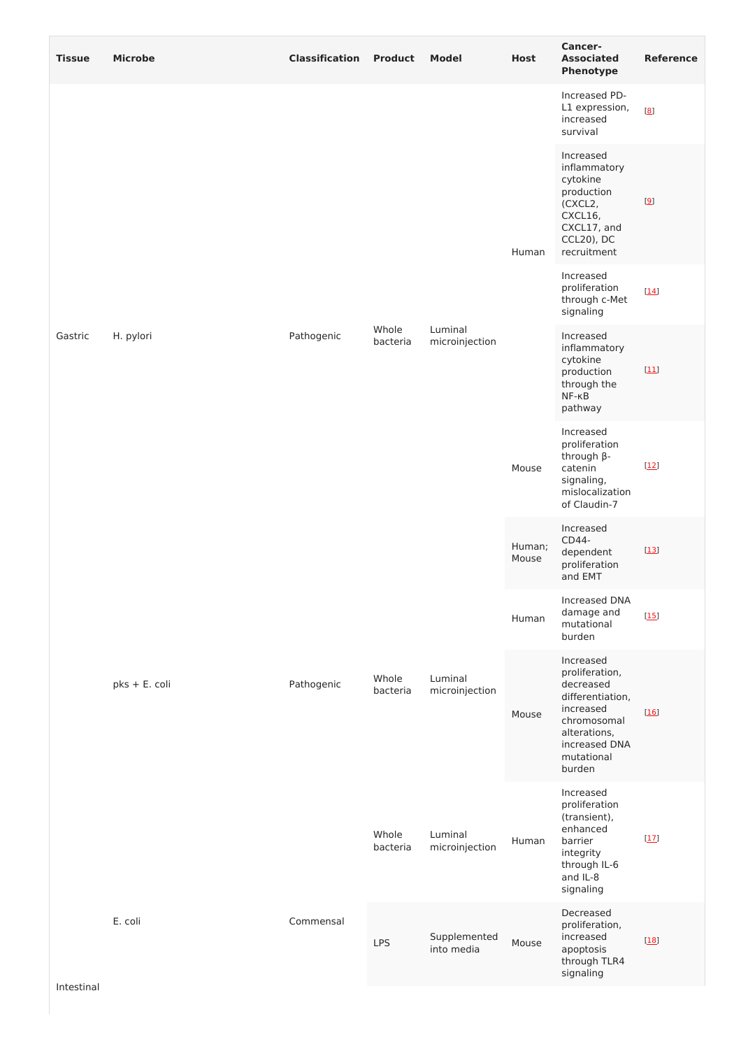| Tissue | Microbe | Classification | Product | Model | Host | Cancer-Associated Phenotype | Reference |
|---|---|---|---|---|---|---|---|
| Gastric | H. pylori | Pathogenic | Whole bacteria | Luminal microinjection | Human | Increased PD-L1 expression, increased survival | [8] |
| | | | | | Human | Increased inflammatory cytokine production (CXCL2, CXCL16, CXCL17, and CCL20), DC recruitment | [9] |
| | | | | | Human | Increased proliferation through c-Met signaling | [14] |
| | | | | | Human | Increased inflammatory cytokine production through the NF-κB pathway | [11] |
| | | | | | Mouse | Increased proliferation through β-catenin signaling, mislocalization of Claudin-7 | [12] |
| | | | | | Human; Mouse | Increased CD44-dependent proliferation and EMT | [13] |
| Intestinal | pks + E. coli | Pathogenic | Whole bacteria | Luminal microinjection | Human | Increased DNA damage and mutational burden | [15] |
| | | | | | Mouse | Increased proliferation, decreased differentiation, increased chromosomal alterations, increased DNA mutational burden | [16] |
| | E. coli | Commensal | Whole bacteria | Luminal microinjection | Human | Increased proliferation (transient), enhanced barrier integrity through IL-6 and IL-8 signaling | [17] |
| | | | LPS | Supplemented into media | Mouse | Decreased proliferation, increased apoptosis through TLR4 signaling | [18] |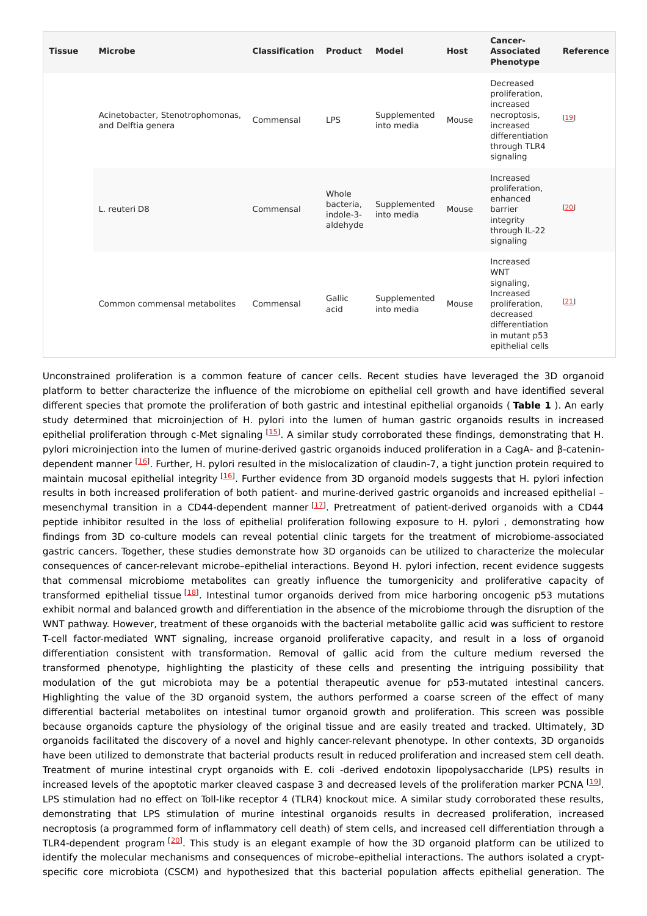| Tissue | Microbe | Classification | Product | Model | Host | Cancer-Associated Phenotype | Reference |
|---|---|---|---|---|---|---|---|
| | Acinetobacter, Stenotrophomonas, and Delftia genera | Commensal | LPS | Supplemented into media | Mouse | Decreased proliferation, increased necroptosis, increased differentiation through TLR4 signaling | [19] |
| | L. reuteri D8 | Commensal | Whole bacteria, indole-3-aldehyde | Supplemented into media | Mouse | Increased proliferation, enhanced barrier integrity through IL-22 signaling | [20] |
| | Common commensal metabolites | Commensal | Gallic acid | Supplemented into media | Mouse | Increased WNT signaling, Increased proliferation, decreased differentiation in mutant p53 epithelial cells | [21] |

Unconstrained proliferation is a common feature of cancer cells. Recent studies have leveraged the 3D organoid platform to better characterize the influence of the microbiome on epithelial cell growth and have identified several different species that promote the proliferation of both gastric and intestinal epithelial organoids ( **Table 1** ). An early study determined that microinjection of H. pylori into the lumen of human gastric organoids results in increased epithelial proliferation through c-Met signaling [15]. A similar study corroborated these findings, demonstrating that H. pylori microinjection into the lumen of murine-derived gastric organoids induced proliferation in a CagA- and β-catenin-dependent manner [16]. Further, H. pylori resulted in the mislocalization of claudin-7, a tight junction protein required to maintain mucosal epithelial integrity [16]. Further evidence from 3D organoid models suggests that H. pylori infection results in both increased proliferation of both patient- and murine-derived gastric organoids and increased epithelial – mesenchymal transition in a CD44-dependent manner [17]. Pretreatment of patient-derived organoids with a CD44 peptide inhibitor resulted in the loss of epithelial proliferation following exposure to H. pylori , demonstrating how findings from 3D co-culture models can reveal potential clinic targets for the treatment of microbiome-associated gastric cancers. Together, these studies demonstrate how 3D organoids can be utilized to characterize the molecular consequences of cancer-relevant microbe–epithelial interactions. Beyond H. pylori infection, recent evidence suggests that commensal microbiome metabolites can greatly influence the tumorgenicity and proliferative capacity of transformed epithelial tissue [18]. Intestinal tumor organoids derived from mice harboring oncogenic p53 mutations exhibit normal and balanced growth and differentiation in the absence of the microbiome through the disruption of the WNT pathway. However, treatment of these organoids with the bacterial metabolite gallic acid was sufficient to restore T-cell factor-mediated WNT signaling, increase organoid proliferative capacity, and result in a loss of organoid differentiation consistent with transformation. Removal of gallic acid from the culture medium reversed the transformed phenotype, highlighting the plasticity of these cells and presenting the intriguing possibility that modulation of the gut microbiota may be a potential therapeutic avenue for p53-mutated intestinal cancers. Highlighting the value of the 3D organoid system, the authors performed a coarse screen of the effect of many differential bacterial metabolites on intestinal tumor organoid growth and proliferation. This screen was possible because organoids capture the physiology of the original tissue and are easily treated and tracked. Ultimately, 3D organoids facilitated the discovery of a novel and highly cancer-relevant phenotype. In other contexts, 3D organoids have been utilized to demonstrate that bacterial products result in reduced proliferation and increased stem cell death. Treatment of murine intestinal crypt organoids with E. coli -derived endotoxin lipopolysaccharide (LPS) results in increased levels of the apoptotic marker cleaved caspase 3 and decreased levels of the proliferation marker PCNA [19]. LPS stimulation had no effect on Toll-like receptor 4 (TLR4) knockout mice. A similar study corroborated these results, demonstrating that LPS stimulation of murine intestinal organoids results in decreased proliferation, increased necroptosis (a programmed form of inflammatory cell death) of stem cells, and increased cell differentiation through a TLR4-dependent program [20]. This study is an elegant example of how the 3D organoid platform can be utilized to identify the molecular mechanisms and consequences of microbe–epithelial interactions. The authors isolated a crypt-specific core microbiota (CSCM) and hypothesized that this bacterial population affects epithelial generation. The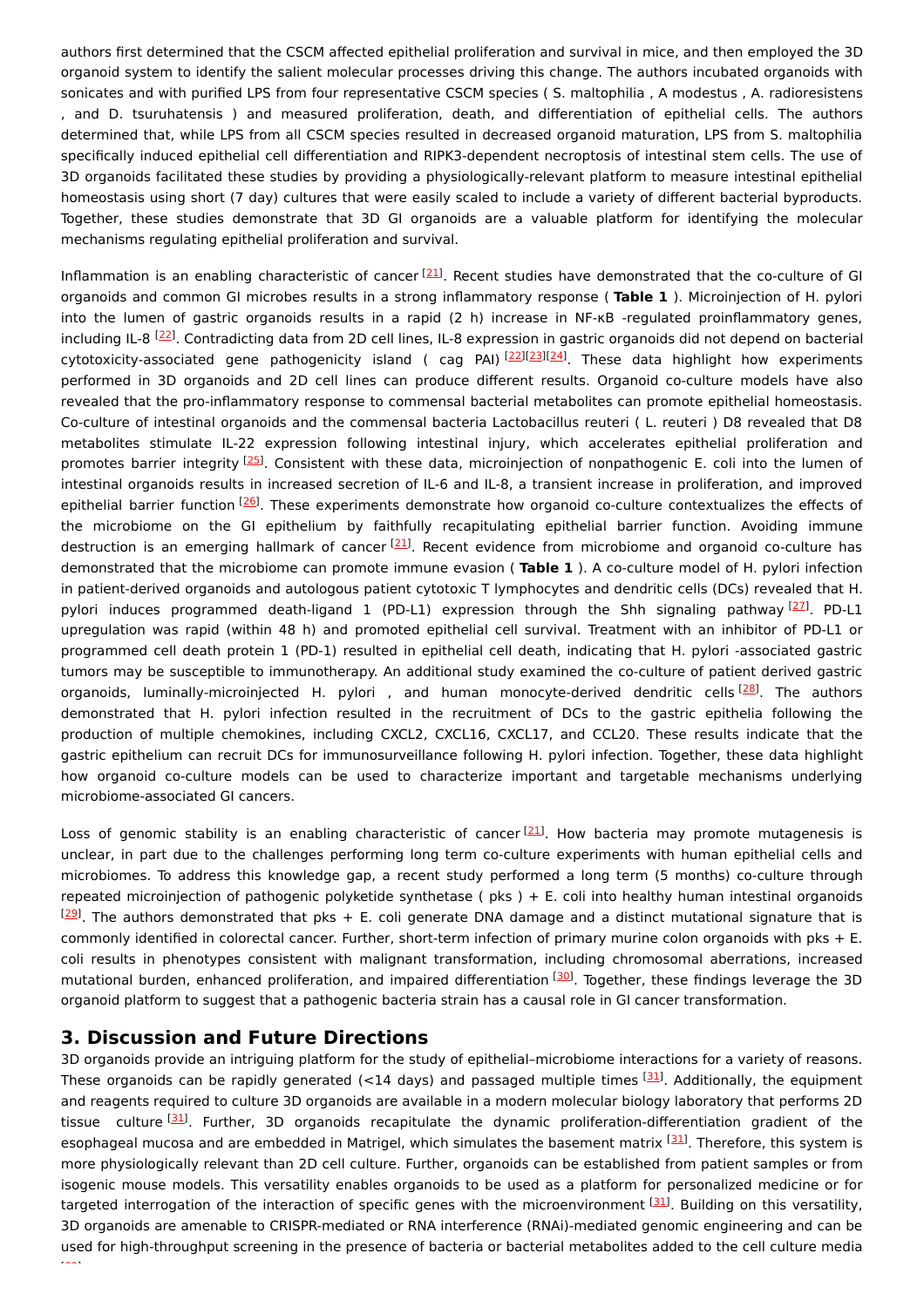authors first determined that the CSCM affected epithelial proliferation and survival in mice, and then employed the 3D organoid system to identify the salient molecular processes driving this change. The authors incubated organoids with sonicates and with purified LPS from four representative CSCM species ( S. maltophilia , A modestus , A. radioresistens , and D. tsuruhatensis ) and measured proliferation, death, and differentiation of epithelial cells. The authors determined that, while LPS from all CSCM species resulted in decreased organoid maturation, LPS from S. maltophilia specifically induced epithelial cell differentiation and RIPK3-dependent necroptosis of intestinal stem cells. The use of 3D organoids facilitated these studies by providing a physiologically-relevant platform to measure intestinal epithelial homeostasis using short (7 day) cultures that were easily scaled to include a variety of different bacterial byproducts. Together, these studies demonstrate that 3D GI organoids are a valuable platform for identifying the molecular mechanisms regulating epithelial proliferation and survival.

Inflammation is an enabling characteristic of cancer [21]. Recent studies have demonstrated that the co-culture of GI organoids and common GI microbes results in a strong inflammatory response ( **Table 1** ). Microinjection of H. pylori into the lumen of gastric organoids results in a rapid (2 h) increase in NF-κB -regulated proinflammatory genes, including IL-8 [22]. Contradicting data from 2D cell lines, IL-8 expression in gastric organoids did not depend on bacterial cytotoxicity-associated gene pathogenicity island ( cag PAI) [22][23][24]. These data highlight how experiments performed in 3D organoids and 2D cell lines can produce different results. Organoid co-culture models have also revealed that the pro-inflammatory response to commensal bacterial metabolites can promote epithelial homeostasis. Co-culture of intestinal organoids and the commensal bacteria Lactobacillus reuteri ( L. reuteri ) D8 revealed that D8 metabolites stimulate IL-22 expression following intestinal injury, which accelerates epithelial proliferation and promotes barrier integrity [25]. Consistent with these data, microinjection of nonpathogenic E. coli into the lumen of intestinal organoids results in increased secretion of IL-6 and IL-8, a transient increase in proliferation, and improved epithelial barrier function [26]. These experiments demonstrate how organoid co-culture contextualizes the effects of the microbiome on the GI epithelium by faithfully recapitulating epithelial barrier function. Avoiding immune destruction is an emerging hallmark of cancer [21]. Recent evidence from microbiome and organoid co-culture has demonstrated that the microbiome can promote immune evasion ( **Table 1** ). A co-culture model of H. pylori infection in patient-derived organoids and autologous patient cytotoxic T lymphocytes and dendritic cells (DCs) revealed that H. pylori induces programmed death-ligand 1 (PD-L1) expression through the Shh signaling pathway [27]. PD-L1 upregulation was rapid (within 48 h) and promoted epithelial cell survival. Treatment with an inhibitor of PD-L1 or programmed cell death protein 1 (PD-1) resulted in epithelial cell death, indicating that H. pylori -associated gastric tumors may be susceptible to immunotherapy. An additional study examined the co-culture of patient derived gastric organoids, luminally-microinjected H. pylori , and human monocyte-derived dendritic cells [28]. The authors demonstrated that H. pylori infection resulted in the recruitment of DCs to the gastric epithelia following the production of multiple chemokines, including CXCL2, CXCL16, CXCL17, and CCL20. These results indicate that the gastric epithelium can recruit DCs for immunosurveillance following H. pylori infection. Together, these data highlight how organoid co-culture models can be used to characterize important and targetable mechanisms underlying microbiome-associated GI cancers.

Loss of genomic stability is an enabling characteristic of cancer [21]. How bacteria may promote mutagenesis is unclear, in part due to the challenges performing long term co-culture experiments with human epithelial cells and microbiomes. To address this knowledge gap, a recent study performed a long term (5 months) co-culture through repeated microinjection of pathogenic polyketide synthetase ( pks ) + E. coli into healthy human intestinal organoids [29]. The authors demonstrated that pks + E. coli generate DNA damage and a distinct mutational signature that is commonly identified in colorectal cancer. Further, short-term infection of primary murine colon organoids with pks + E. coli results in phenotypes consistent with malignant transformation, including chromosomal aberrations, increased mutational burden, enhanced proliferation, and impaired differentiation [30]. Together, these findings leverage the 3D organoid platform to suggest that a pathogenic bacteria strain has a causal role in GI cancer transformation.

## 3. Discussion and Future Directions

3D organoids provide an intriguing platform for the study of epithelial–microbiome interactions for a variety of reasons. These organoids can be rapidly generated (<14 days) and passaged multiple times [31]. Additionally, the equipment and reagents required to culture 3D organoids are available in a modern molecular biology laboratory that performs 2D tissue culture [31]. Further, 3D organoids recapitulate the dynamic proliferation-differentiation gradient of the esophageal mucosa and are embedded in Matrigel, which simulates the basement matrix [31]. Therefore, this system is more physiologically relevant than 2D cell culture. Further, organoids can be established from patient samples or from isogenic mouse models. This versatility enables organoids to be used as a platform for personalized medicine or for targeted interrogation of the interaction of specific genes with the microenvironment [31]. Building on this versatility, 3D organoids are amenable to CRISPR-mediated or RNA interference (RNAi)-mediated genomic engineering and can be used for high-throughput screening in the presence of bacteria or bacterial metabolites added to the cell culture media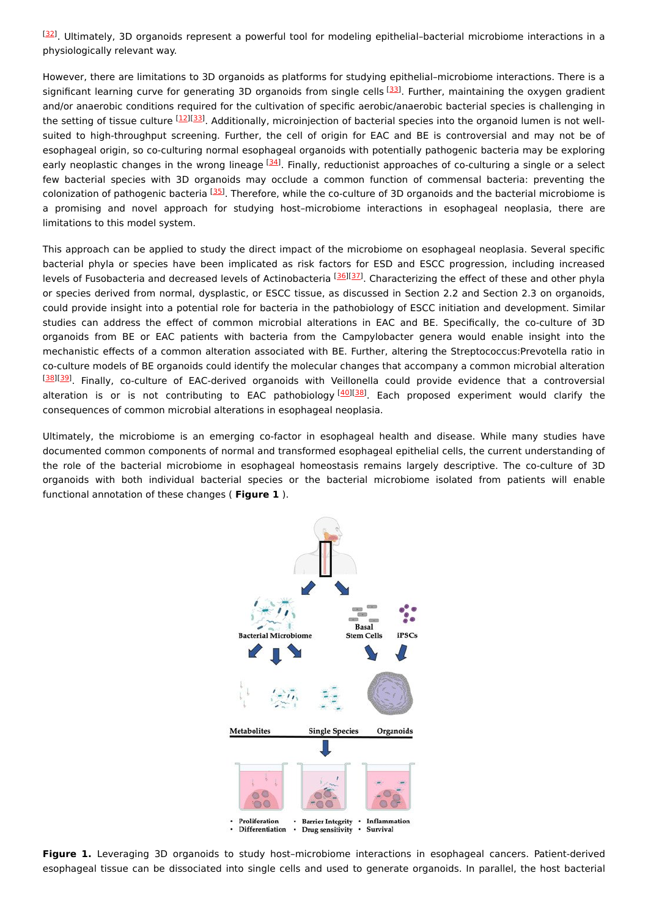[32]. Ultimately, 3D organoids represent a powerful tool for modeling epithelial–bacterial microbiome interactions in a physiologically relevant way.

However, there are limitations to 3D organoids as platforms for studying epithelial–microbiome interactions. There is a significant learning curve for generating 3D organoids from single cells [33]. Further, maintaining the oxygen gradient and/or anaerobic conditions required for the cultivation of specific aerobic/anaerobic bacterial species is challenging in the setting of tissue culture [12][33]. Additionally, microinjection of bacterial species into the organoid lumen is not well-suited to high-throughput screening. Further, the cell of origin for EAC and BE is controversial and may not be of esophageal origin, so co-culturing normal esophageal organoids with potentially pathogenic bacteria may be exploring early neoplastic changes in the wrong lineage [34]. Finally, reductionist approaches of co-culturing a single or a select few bacterial species with 3D organoids may occlude a common function of commensal bacteria: preventing the colonization of pathogenic bacteria [35]. Therefore, while the co-culture of 3D organoids and the bacterial microbiome is a promising and novel approach for studying host–microbiome interactions in esophageal neoplasia, there are limitations to this model system.

This approach can be applied to study the direct impact of the microbiome on esophageal neoplasia. Several specific bacterial phyla or species have been implicated as risk factors for ESD and ESCC progression, including increased levels of Fusobacteria and decreased levels of Actinobacteria [36][37]. Characterizing the effect of these and other phyla or species derived from normal, dysplastic, or ESCC tissue, as discussed in Section 2.2 and Section 2.3 on organoids, could provide insight into a potential role for bacteria in the pathobiology of ESCC initiation and development. Similar studies can address the effect of common microbial alterations in EAC and BE. Specifically, the co-culture of 3D organoids from BE or EAC patients with bacteria from the Campylobacter genera would enable insight into the mechanistic effects of a common alteration associated with BE. Further, altering the Streptococcus:Prevotella ratio in co-culture models of BE organoids could identify the molecular changes that accompany a common microbial alteration [38][39]. Finally, co-culture of EAC-derived organoids with Veillonella could provide evidence that a controversial alteration is or is not contributing to EAC pathobiology [40][38]. Each proposed experiment would clarify the consequences of common microbial alterations in esophageal neoplasia.

Ultimately, the microbiome is an emerging co-factor in esophageal health and disease. While many studies have documented common components of normal and transformed esophageal epithelial cells, the current understanding of the role of the bacterial microbiome in esophageal homeostasis remains largely descriptive. The co-culture of 3D organoids with both individual bacterial species or the bacterial microbiome isolated from patients will enable functional annotation of these changes ( **Figure 1** ).

**Figure 1.** Leveraging 3D organoids to study host–microbiome interactions in esophageal cancers. Patient-derived esophageal tissue can be dissociated into single cells and used to generate organoids. In parallel, the host bacterial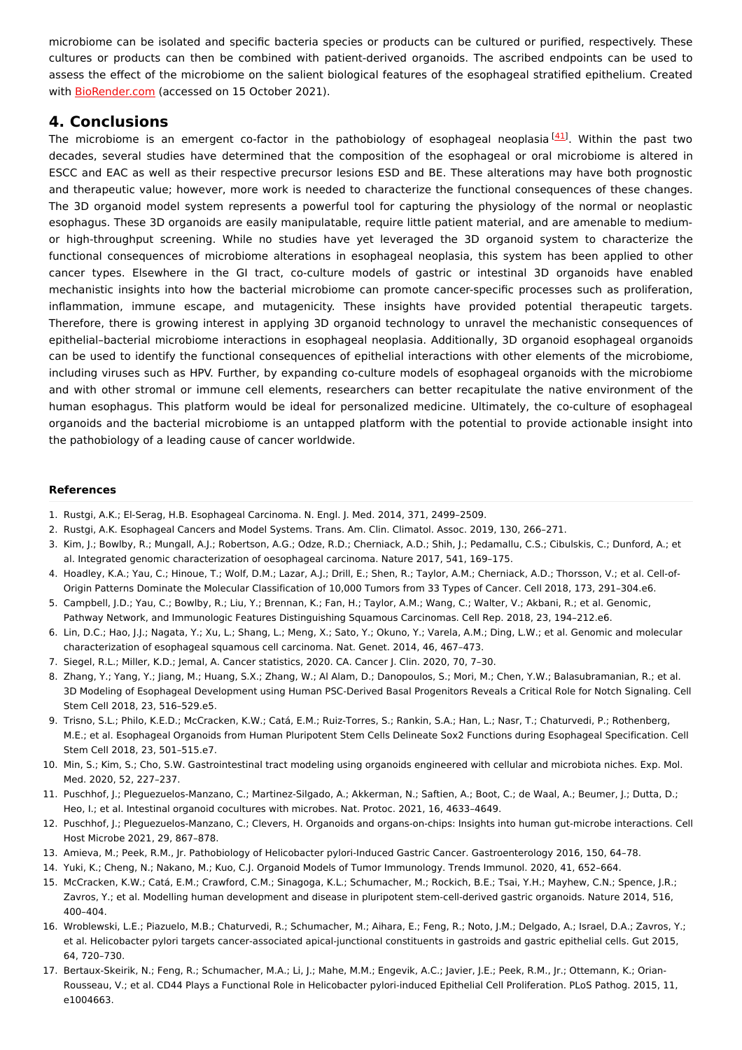microbiome can be isolated and specific bacteria species or products can be cultured or purified, respectively. These cultures or products can then be combined with patient-derived organoids. The ascribed endpoints can be used to assess the effect of the microbiome on the salient biological features of the esophageal stratified epithelium. Created with BioRender.com (accessed on 15 October 2021).

## 4. Conclusions

The microbiome is an emergent co-factor in the pathobiology of esophageal neoplasia [41]. Within the past two decades, several studies have determined that the composition of the esophageal or oral microbiome is altered in ESCC and EAC as well as their respective precursor lesions ESD and BE. These alterations may have both prognostic and therapeutic value; however, more work is needed to characterize the functional consequences of these changes. The 3D organoid model system represents a powerful tool for capturing the physiology of the normal or neoplastic esophagus. These 3D organoids are easily manipulatable, require little patient material, and are amenable to medium- or high-throughput screening. While no studies have yet leveraged the 3D organoid system to characterize the functional consequences of microbiome alterations in esophageal neoplasia, this system has been applied to other cancer types. Elsewhere in the GI tract, co-culture models of gastric or intestinal 3D organoids have enabled mechanistic insights into how the bacterial microbiome can promote cancer-specific processes such as proliferation, inflammation, immune escape, and mutagenicity. These insights have provided potential therapeutic targets. Therefore, there is growing interest in applying 3D organoid technology to unravel the mechanistic consequences of epithelial–bacterial microbiome interactions in esophageal neoplasia. Additionally, 3D organoid esophageal organoids can be used to identify the functional consequences of epithelial interactions with other elements of the microbiome, including viruses such as HPV. Further, by expanding co-culture models of esophageal organoids with the microbiome and with other stromal or immune cell elements, researchers can better recapitulate the native environment of the human esophagus. This platform would be ideal for personalized medicine. Ultimately, the co-culture of esophageal organoids and the bacterial microbiome is an untapped platform with the potential to provide actionable insight into the pathobiology of a leading cause of cancer worldwide.

### References

1. Rustgi, A.K.; El-Serag, H.B. Esophageal Carcinoma. N. Engl. J. Med. 2014, 371, 2499–2509.
2. Rustgi, A.K. Esophageal Cancers and Model Systems. Trans. Am. Clin. Climatol. Assoc. 2019, 130, 266–271.
3. Kim, J.; Bowlby, R.; Mungall, A.J.; Robertson, A.G.; Odze, R.D.; Cherniack, A.D.; Shih, J.; Pedamallu, C.S.; Cibulskis, C.; Dunford, A.; et al. Integrated genomic characterization of oesophageal carcinoma. Nature 2017, 541, 169–175.
4. Hoadley, K.A.; Yau, C.; Hinoue, T.; Wolf, D.M.; Lazar, A.J.; Drill, E.; Shen, R.; Taylor, A.M.; Cherniack, A.D.; Thorsson, V.; et al. Cell-of-Origin Patterns Dominate the Molecular Classification of 10,000 Tumors from 33 Types of Cancer. Cell 2018, 173, 291–304.e6.
5. Campbell, J.D.; Yau, C.; Bowlby, R.; Liu, Y.; Brennan, K.; Fan, H.; Taylor, A.M.; Wang, C.; Walter, V.; Akbani, R.; et al. Genomic, Pathway Network, and Immunologic Features Distinguishing Squamous Carcinomas. Cell Rep. 2018, 23, 194–212.e6.
6. Lin, D.C.; Hao, J.J.; Nagata, Y.; Xu, L.; Shang, L.; Meng, X.; Sato, Y.; Okuno, Y.; Varela, A.M.; Ding, L.W.; et al. Genomic and molecular characterization of esophageal squamous cell carcinoma. Nat. Genet. 2014, 46, 467–473.
7. Siegel, R.L.; Miller, K.D.; Jemal, A. Cancer statistics, 2020. CA. Cancer J. Clin. 2020, 70, 7–30.
8. Zhang, Y.; Yang, Y.; Jiang, M.; Huang, S.X.; Zhang, W.; Al Alam, D.; Danopoulos, S.; Mori, M.; Chen, Y.W.; Balasubramanian, R.; et al. 3D Modeling of Esophageal Development using Human PSC-Derived Basal Progenitors Reveals a Critical Role for Notch Signaling. Cell Stem Cell 2018, 23, 516–529.e5.
9. Trisno, S.L.; Philo, K.E.D.; McCracken, K.W.; Catá, E.M.; Ruiz-Torres, S.; Rankin, S.A.; Han, L.; Nasr, T.; Chaturvedi, P.; Rothenberg, M.E.; et al. Esophageal Organoids from Human Pluripotent Stem Cells Delineate Sox2 Functions during Esophageal Specification. Cell Stem Cell 2018, 23, 501–515.e7.
10. Min, S.; Kim, S.; Cho, S.W. Gastrointestinal tract modeling using organoids engineered with cellular and microbiota niches. Exp. Mol. Med. 2020, 52, 227–237.
11. Puschhof, J.; Pleguezuelos-Manzano, C.; Martinez-Silgado, A.; Akkerman, N.; Saftien, A.; Boot, C.; de Waal, A.; Beumer, J.; Dutta, D.; Heo, I.; et al. Intestinal organoid cocultures with microbes. Nat. Protoc. 2021, 16, 4633–4649.
12. Puschhof, J.; Pleguezuelos-Manzano, C.; Clevers, H. Organoids and organs-on-chips: Insights into human gut-microbe interactions. Cell Host Microbe 2021, 29, 867–878.
13. Amieva, M.; Peek, R.M., Jr. Pathobiology of Helicobacter pylori-Induced Gastric Cancer. Gastroenterology 2016, 150, 64–78.
14. Yuki, K.; Cheng, N.; Nakano, M.; Kuo, C.J. Organoid Models of Tumor Immunology. Trends Immunol. 2020, 41, 652–664.
15. McCracken, K.W.; Catá, E.M.; Crawford, C.M.; Sinagoga, K.L.; Schumacher, M.; Rockich, B.E.; Tsai, Y.H.; Mayhew, C.N.; Spence, J.R.; Zavros, Y.; et al. Modelling human development and disease in pluripotent stem-cell-derived gastric organoids. Nature 2014, 516, 400–404.
16. Wroblewski, L.E.; Piazuelo, M.B.; Chaturvedi, R.; Schumacher, M.; Aihara, E.; Feng, R.; Noto, J.M.; Delgado, A.; Israel, D.A.; Zavros, Y.; et al. Helicobacter pylori targets cancer-associated apical-junctional constituents in gastroids and gastric epithelial cells. Gut 2015, 64, 720–730.
17. Bertaux-Skeirik, N.; Feng, R.; Schumacher, M.A.; Li, J.; Mahe, M.M.; Engevik, A.C.; Javier, J.E.; Peek, R.M., Jr.; Ottemann, K.; Orian-Rousseau, V.; et al. CD44 Plays a Functional Role in Helicobacter pylori-induced Epithelial Cell Proliferation. PLoS Pathog. 2015, 11, e1004663.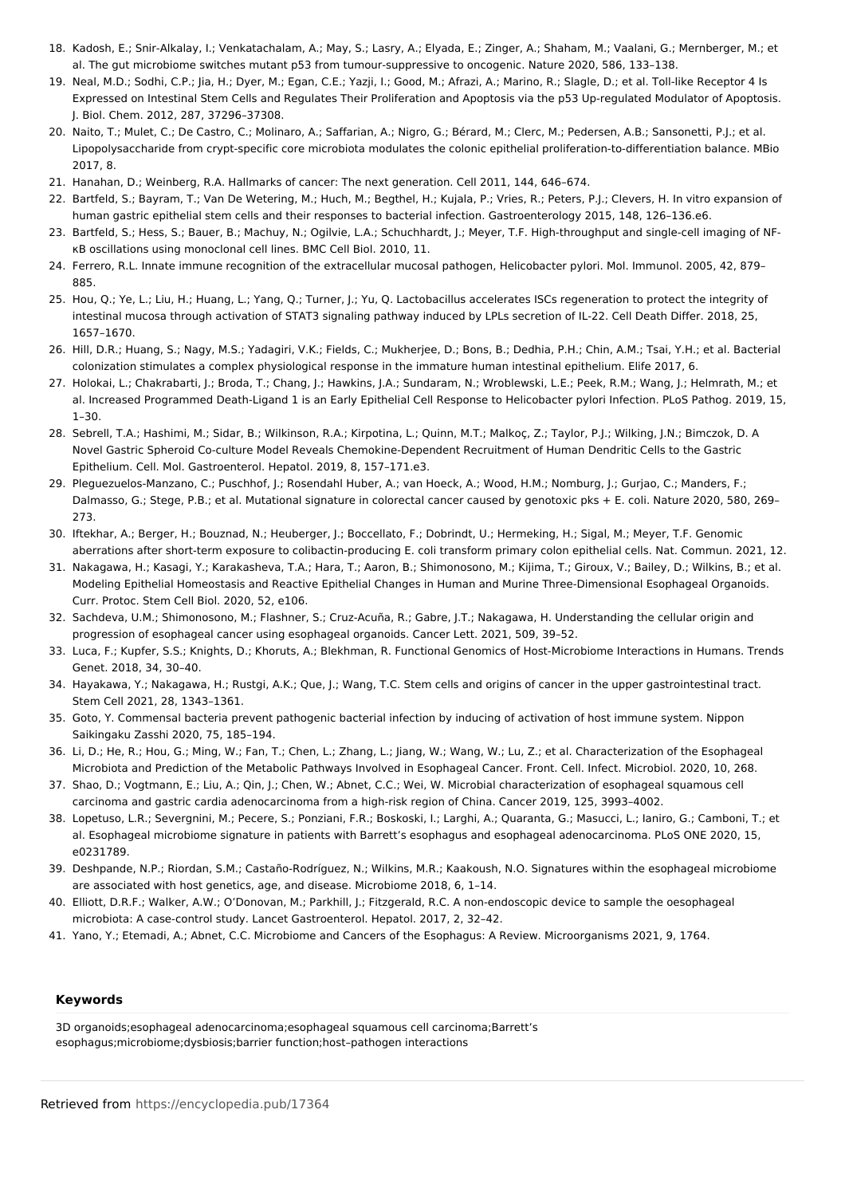18. Kadosh, E.; Snir-Alkalay, I.; Venkatachalam, A.; May, S.; Lasry, A.; Elyada, E.; Zinger, A.; Shaham, M.; Vaalani, G.; Mernberger, M.; et al. The gut microbiome switches mutant p53 from tumour-suppressive to oncogenic. Nature 2020, 586, 133–138.
19. Neal, M.D.; Sodhi, C.P.; Jia, H.; Dyer, M.; Egan, C.E.; Yazji, I.; Good, M.; Afrazi, A.; Marino, R.; Slagle, D.; et al. Toll-like Receptor 4 Is Expressed on Intestinal Stem Cells and Regulates Their Proliferation and Apoptosis via the p53 Up-regulated Modulator of Apoptosis. J. Biol. Chem. 2012, 287, 37296–37308.
20. Naito, T.; Mulet, C.; De Castro, C.; Molinaro, A.; Saffarian, A.; Nigro, G.; Bérard, M.; Clerc, M.; Pedersen, A.B.; Sansonetti, P.J.; et al. Lipopolysaccharide from crypt-specific core microbiota modulates the colonic epithelial proliferation-to-differentiation balance. MBio 2017, 8.
21. Hanahan, D.; Weinberg, R.A. Hallmarks of cancer: The next generation. Cell 2011, 144, 646–674.
22. Bartfeld, S.; Bayram, T.; Van De Wetering, M.; Huch, M.; Begthel, H.; Kujala, P.; Vries, R.; Peters, P.J.; Clevers, H. In vitro expansion of human gastric epithelial stem cells and their responses to bacterial infection. Gastroenterology 2015, 148, 126–136.e6.
23. Bartfeld, S.; Hess, S.; Bauer, B.; Machuy, N.; Ogilvie, L.A.; Schuchhardt, J.; Meyer, T.F. High-throughput and single-cell imaging of NF-κB oscillations using monoclonal cell lines. BMC Cell Biol. 2010, 11.
24. Ferrero, R.L. Innate immune recognition of the extracellular mucosal pathogen, Helicobacter pylori. Mol. Immunol. 2005, 42, 879–885.
25. Hou, Q.; Ye, L.; Liu, H.; Huang, L.; Yang, Q.; Turner, J.; Yu, Q. Lactobacillus accelerates ISCs regeneration to protect the integrity of intestinal mucosa through activation of STAT3 signaling pathway induced by LPLs secretion of IL-22. Cell Death Differ. 2018, 25, 1657–1670.
26. Hill, D.R.; Huang, S.; Nagy, M.S.; Yadagiri, V.K.; Fields, C.; Mukherjee, D.; Bons, B.; Dedhia, P.H.; Chin, A.M.; Tsai, Y.H.; et al. Bacterial colonization stimulates a complex physiological response in the immature human intestinal epithelium. Elife 2017, 6.
27. Holokai, L.; Chakrabarti, J.; Broda, T.; Chang, J.; Hawkins, J.A.; Sundaram, N.; Wroblewski, L.E.; Peek, R.M.; Wang, J.; Helmrath, M.; et al. Increased Programmed Death-Ligand 1 is an Early Epithelial Cell Response to Helicobacter pylori Infection. PLoS Pathog. 2019, 15, 1–30.
28. Sebrell, T.A.; Hashimi, M.; Sidar, B.; Wilkinson, R.A.; Kirpotina, L.; Quinn, M.T.; Malkoç, Z.; Taylor, P.J.; Wilking, J.N.; Bimczok, D. A Novel Gastric Spheroid Co-culture Model Reveals Chemokine-Dependent Recruitment of Human Dendritic Cells to the Gastric Epithelium. Cell. Mol. Gastroenterol. Hepatol. 2019, 8, 157–171.e3.
29. Pleguezuelos-Manzano, C.; Puschhof, J.; Rosendahl Huber, A.; van Hoeck, A.; Wood, H.M.; Nomburg, J.; Gurjao, C.; Manders, F.; Dalmasso, G.; Stege, P.B.; et al. Mutational signature in colorectal cancer caused by genotoxic pks + E. coli. Nature 2020, 580, 269–273.
30. Iftekhar, A.; Berger, H.; Bouznad, N.; Heuberger, J.; Boccellato, F.; Dobrindt, U.; Hermeking, H.; Sigal, M.; Meyer, T.F. Genomic aberrations after short-term exposure to colibactin-producing E. coli transform primary colon epithelial cells. Nat. Commun. 2021, 12.
31. Nakagawa, H.; Kasagi, Y.; Karakasheva, T.A.; Hara, T.; Aaron, B.; Shimonosono, M.; Kijima, T.; Giroux, V.; Bailey, D.; Wilkins, B.; et al. Modeling Epithelial Homeostasis and Reactive Epithelial Changes in Human and Murine Three-Dimensional Esophageal Organoids. Curr. Protoc. Stem Cell Biol. 2020, 52, e106.
32. Sachdeva, U.M.; Shimonosono, M.; Flashner, S.; Cruz-Acuña, R.; Gabre, J.T.; Nakagawa, H. Understanding the cellular origin and progression of esophageal cancer using esophageal organoids. Cancer Lett. 2021, 509, 39–52.
33. Luca, F.; Kupfer, S.S.; Knights, D.; Khoruts, A.; Blekhman, R. Functional Genomics of Host-Microbiome Interactions in Humans. Trends Genet. 2018, 34, 30–40.
34. Hayakawa, Y.; Nakagawa, H.; Rustgi, A.K.; Que, J.; Wang, T.C. Stem cells and origins of cancer in the upper gastrointestinal tract. Stem Cell 2021, 28, 1343–1361.
35. Goto, Y. Commensal bacteria prevent pathogenic bacterial infection by inducing of activation of host immune system. Nippon Saikingaku Zasshi 2020, 75, 185–194.
36. Li, D.; He, R.; Hou, G.; Ming, W.; Fan, T.; Chen, L.; Zhang, L.; Jiang, W.; Wang, W.; Lu, Z.; et al. Characterization of the Esophageal Microbiota and Prediction of the Metabolic Pathways Involved in Esophageal Cancer. Front. Cell. Infect. Microbiol. 2020, 10, 268.
37. Shao, D.; Vogtmann, E.; Liu, A.; Qin, J.; Chen, W.; Abnet, C.C.; Wei, W. Microbial characterization of esophageal squamous cell carcinoma and gastric cardia adenocarcinoma from a high-risk region of China. Cancer 2019, 125, 3993–4002.
38. Lopetuso, L.R.; Severgnini, M.; Pecere, S.; Ponziani, F.R.; Boskoski, I.; Larghi, A.; Quaranta, G.; Masucci, L.; Ianiro, G.; Camboni, T.; et al. Esophageal microbiome signature in patients with Barrett's esophagus and esophageal adenocarcinoma. PLoS ONE 2020, 15, e0231789.
39. Deshpande, N.P.; Riordan, S.M.; Castaño-Rodríguez, N.; Wilkins, M.R.; Kaakoush, N.O. Signatures within the esophageal microbiome are associated with host genetics, age, and disease. Microbiome 2018, 6, 1–14.
40. Elliott, D.R.F.; Walker, A.W.; O'Donovan, M.; Parkhill, J.; Fitzgerald, R.C. A non-endoscopic device to sample the oesophageal microbiota: A case-control study. Lancet Gastroenterol. Hepatol. 2017, 2, 32–42.
41. Yano, Y.; Etemadi, A.; Abnet, C.C. Microbiome and Cancers of the Esophagus: A Review. Microorganisms 2021, 9, 1764.

### Keywords

3D organoids;esophageal adenocarcinoma;esophageal squamous cell carcinoma;Barrett's esophagus;microbiome;dysbiosis;barrier function;host–pathogen interactions

Retrieved from https://encyclopedia.pub/17364